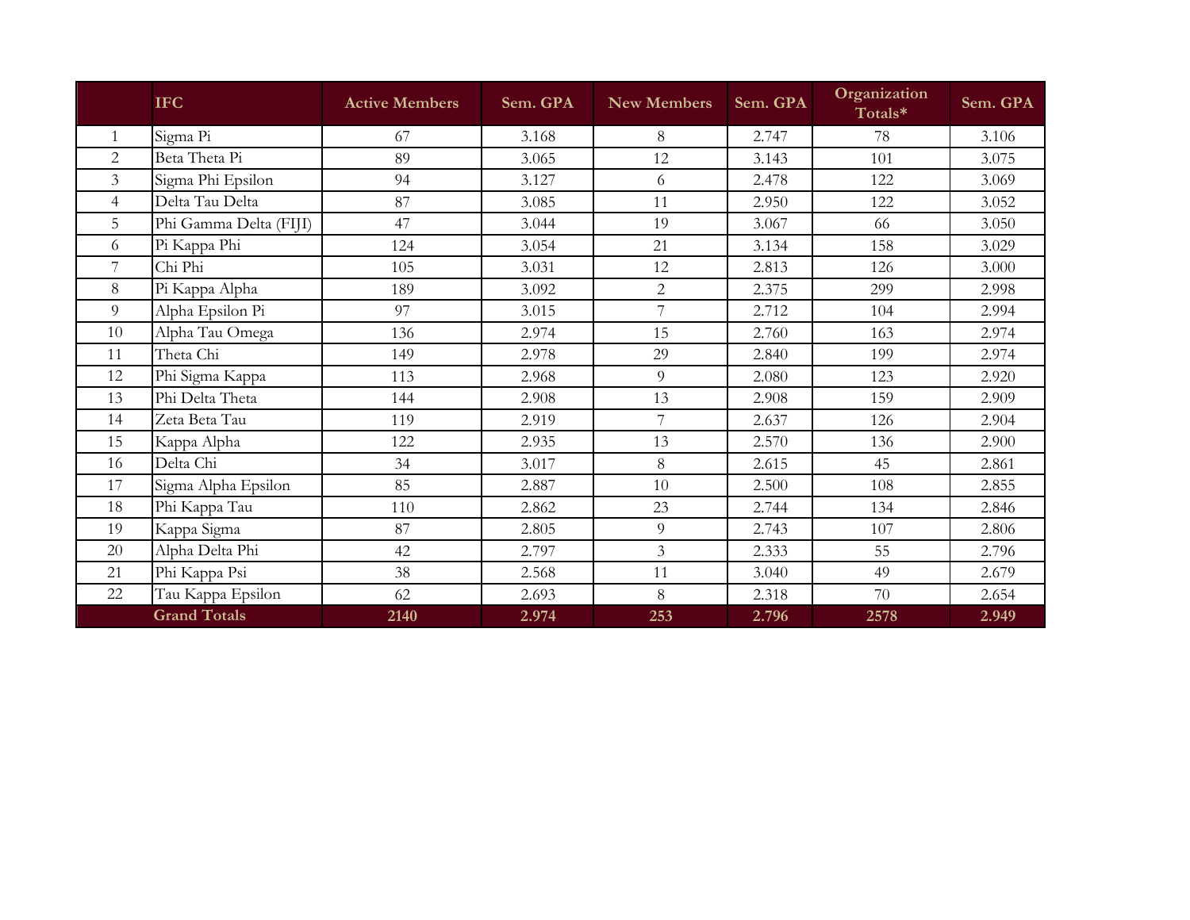| | IFC | Active Members | Sem. GPA | New Members | Sem. GPA | Organization Totals* | Sem. GPA |
|---|---|---|---|---|---|---|---|
| 1 | Sigma Pi | 67 | 3.168 | 8 | 2.747 | 78 | 3.106 |
| 2 | Beta Theta Pi | 89 | 3.065 | 12 | 3.143 | 101 | 3.075 |
| 3 | Sigma Phi Epsilon | 94 | 3.127 | 6 | 2.478 | 122 | 3.069 |
| 4 | Delta Tau Delta | 87 | 3.085 | 11 | 2.950 | 122 | 3.052 |
| 5 | Phi Gamma Delta (FIJI) | 47 | 3.044 | 19 | 3.067 | 66 | 3.050 |
| 6 | Pi Kappa Phi | 124 | 3.054 | 21 | 3.134 | 158 | 3.029 |
| 7 | Chi Phi | 105 | 3.031 | 12 | 2.813 | 126 | 3.000 |
| 8 | Pi Kappa Alpha | 189 | 3.092 | 2 | 2.375 | 299 | 2.998 |
| 9 | Alpha Epsilon Pi | 97 | 3.015 | 7 | 2.712 | 104 | 2.994 |
| 10 | Alpha Tau Omega | 136 | 2.974 | 15 | 2.760 | 163 | 2.974 |
| 11 | Theta Chi | 149 | 2.978 | 29 | 2.840 | 199 | 2.974 |
| 12 | Phi Sigma Kappa | 113 | 2.968 | 9 | 2.080 | 123 | 2.920 |
| 13 | Phi Delta Theta | 144 | 2.908 | 13 | 2.908 | 159 | 2.909 |
| 14 | Zeta Beta Tau | 119 | 2.919 | 7 | 2.637 | 126 | 2.904 |
| 15 | Kappa Alpha | 122 | 2.935 | 13 | 2.570 | 136 | 2.900 |
| 16 | Delta Chi | 34 | 3.017 | 8 | 2.615 | 45 | 2.861 |
| 17 | Sigma Alpha Epsilon | 85 | 2.887 | 10 | 2.500 | 108 | 2.855 |
| 18 | Phi Kappa Tau | 110 | 2.862 | 23 | 2.744 | 134 | 2.846 |
| 19 | Kappa Sigma | 87 | 2.805 | 9 | 2.743 | 107 | 2.806 |
| 20 | Alpha Delta Phi | 42 | 2.797 | 3 | 2.333 | 55 | 2.796 |
| 21 | Phi Kappa Psi | 38 | 2.568 | 11 | 3.040 | 49 | 2.679 |
| 22 | Tau Kappa Epsilon | 62 | 2.693 | 8 | 2.318 | 70 | 2.654 |
| | **Grand Totals** | **2140** | **2.974** | **253** | **2.796** | **2578** | **2.949** |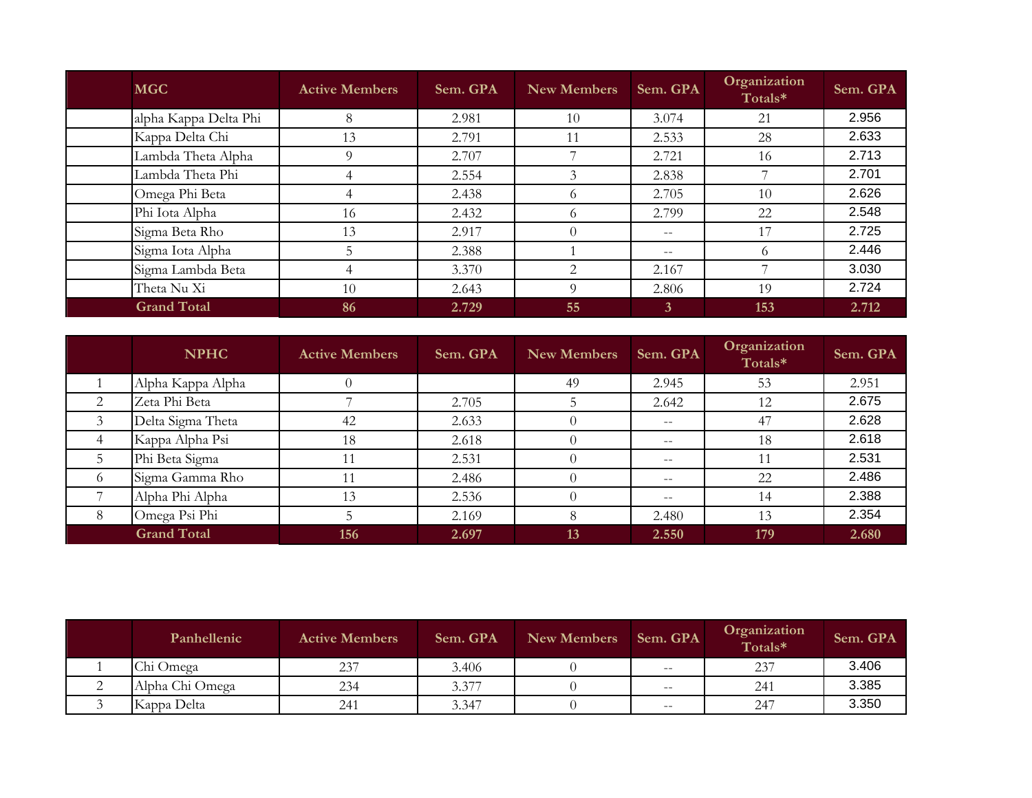| | MGC | Active Members | Sem. GPA | New Members | Sem. GPA | Organization Totals* | Sem. GPA |
|---|---|---|---|---|---|---|---|
| | alpha Kappa Delta Phi | 8 | 2.981 | 10 | 3.074 | 21 | 2.956 |
| | Kappa Delta Chi | 13 | 2.791 | 11 | 2.533 | 28 | 2.633 |
| | Lambda Theta Alpha | 9 | 2.707 | 7 | 2.721 | 16 | 2.713 |
| | Lambda Theta Phi | 4 | 2.554 | 3 | 2.838 | 7 | 2.701 |
| | Omega Phi Beta | 4 | 2.438 | 6 | 2.705 | 10 | 2.626 |
| | Phi Iota Alpha | 16 | 2.432 | 6 | 2.799 | 22 | 2.548 |
| | Sigma Beta Rho | 13 | 2.917 | 0 | -- | 17 | 2.725 |
| | Sigma Iota Alpha | 5 | 2.388 | 1 | -- | 6 | 2.446 |
| | Sigma Lambda Beta | 4 | 3.370 | 2 | 2.167 | 7 | 3.030 |
| | Theta Nu Xi | 10 | 2.643 | 9 | 2.806 | 19 | 2.724 |
| | **Grand Total** | **86** | **2.729** | **55** | **3** | **153** | **2.712** |

| | NPHC | Active Members | Sem. GPA | New Members | Sem. GPA | Organization Totals* | Sem. GPA |
|---|---|---|---|---|---|---|---|
| 1 | Alpha Kappa Alpha | 0 | | 49 | 2.945 | 53 | 2.951 |
| 2 | Zeta Phi Beta | 7 | 2.705 | 5 | 2.642 | 12 | 2.675 |
| 3 | Delta Sigma Theta | 42 | 2.633 | 0 | -- | 47 | 2.628 |
| 4 | Kappa Alpha Psi | 18 | 2.618 | 0 | -- | 18 | 2.618 |
| 5 | Phi Beta Sigma | 11 | 2.531 | 0 | -- | 11 | 2.531 |
| 6 | Sigma Gamma Rho | 11 | 2.486 | 0 | -- | 22 | 2.486 |
| 7 | Alpha Phi Alpha | 13 | 2.536 | 0 | -- | 14 | 2.388 |
| 8 | Omega Psi Phi | 5 | 2.169 | 8 | 2.480 | 13 | 2.354 |
| | **Grand Total** | **156** | **2.697** | **13** | **2.550** | **179** | **2.680** |

| | Panhellenic | Active Members | Sem. GPA | New Members | Sem. GPA | Organization Totals* | Sem. GPA |
|---|---|---|---|---|---|---|---|
| 1 | Chi Omega | 237 | 3.406 | 0 | -- | 237 | 3.406 |
| 2 | Alpha Chi Omega | 234 | 3.377 | 0 | -- | 241 | 3.385 |
| 3 | Kappa Delta | 241 | 3.347 | 0 | -- | 247 | 3.350 |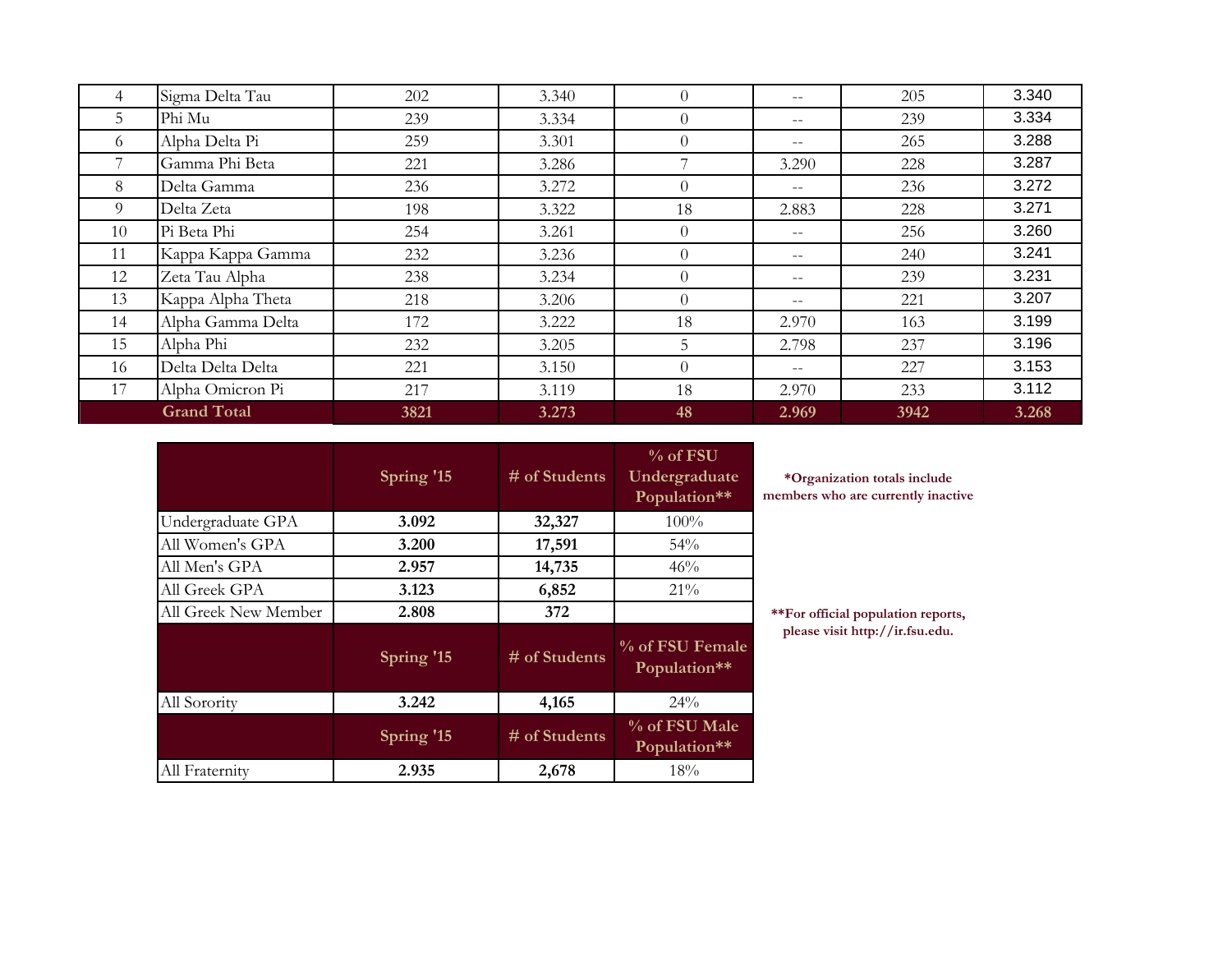| | | | | | | | |
|---|---|---|---|---|---|---|---|
| 4 | Sigma Delta Tau | 202 | 3.340 | 0 | -- | 205 | 3.340 |
| 5 | Phi Mu | 239 | 3.334 | 0 | -- | 239 | 3.334 |
| 6 | Alpha Delta Pi | 259 | 3.301 | 0 | -- | 265 | 3.288 |
| 7 | Gamma Phi Beta | 221 | 3.286 | 7 | 3.290 | 228 | 3.287 |
| 8 | Delta Gamma | 236 | 3.272 | 0 | -- | 236 | 3.272 |
| 9 | Delta Zeta | 198 | 3.322 | 18 | 2.883 | 228 | 3.271 |
| 10 | Pi Beta Phi | 254 | 3.261 | 0 | -- | 256 | 3.260 |
| 11 | Kappa Kappa Gamma | 232 | 3.236 | 0 | -- | 240 | 3.241 |
| 12 | Zeta Tau Alpha | 238 | 3.234 | 0 | -- | 239 | 3.231 |
| 13 | Kappa Alpha Theta | 218 | 3.206 | 0 | -- | 221 | 3.207 |
| 14 | Alpha Gamma Delta | 172 | 3.222 | 18 | 2.970 | 163 | 3.199 |
| 15 | Alpha Phi | 232 | 3.205 | 5 | 2.798 | 237 | 3.196 |
| 16 | Delta Delta Delta | 221 | 3.150 | 0 | -- | 227 | 3.153 |
| 17 | Alpha Omicron Pi | 217 | 3.119 | 18 | 2.970 | 233 | 3.112 |
| | **Grand Total** | **3821** | **3.273** | **48** | **2.969** | **3942** | **3.268** |

| | Spring '15 | # of Students | % of FSU Undergraduate Population** |
|---|---|---|---|
| Undergraduate GPA | **3.092** | **32,327** | 100% |
| All Women's GPA | **3.200** | **17,591** | 54% |
| All Men's GPA | **2.957** | **14,735** | 46% |
| All Greek GPA | **3.123** | **6,852** | 21% |
| All Greek New Member | **2.808** | **372** | |
| | **Spring '15** | **# of Students** | **% of FSU Female Population**** |
| All Sorority | **3.242** | **4,165** | 24% |
| | **Spring '15** | **# of Students** | **% of FSU Male Population**** |
| All Fraternity | **2.935** | **2,678** | 18% |

**\*Organization totals include members who are currently inactive**

**\*\*For official population reports, please visit http://ir.fsu.edu.**